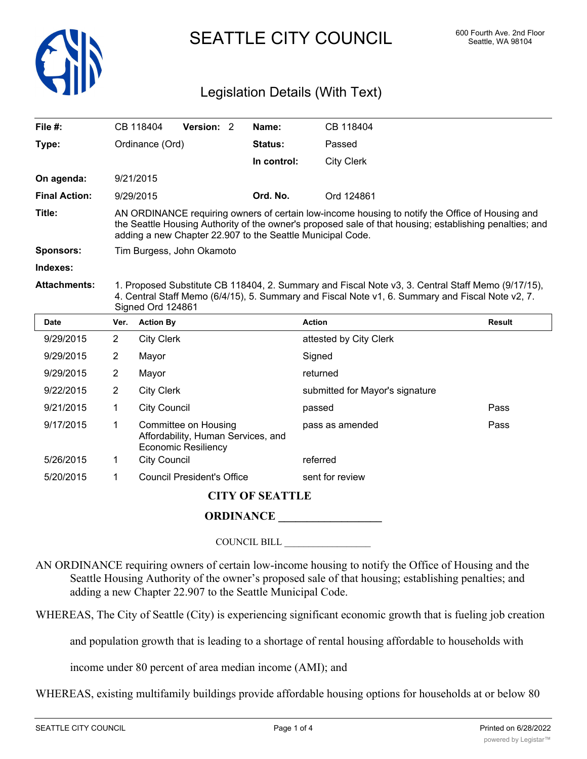# SEATTLE CITY COUNCIL

600 Fourth Ave. 2nd Floor
Seattle, WA 98104

## Legislation Details (With Text)

| | | | |
|---|---|---|---|
| **File #:** | CB 118404 **Version:** 2 | **Name:** | CB 118404 |
| **Type:** | Ordinance (Ord) | **Status:** | Passed |
| | | **In control:** | City Clerk |
| **On agenda:** | 9/21/2015 | | |
| **Final Action:** | 9/29/2015 | **Ord. No.** | Ord 124861 |

**Title:** AN ORDINANCE requiring owners of certain low-income housing to notify the Office of Housing and the Seattle Housing Authority of the owner's proposed sale of that housing; establishing penalties; and adding a new Chapter 22.907 to the Seattle Municipal Code.

**Sponsors:** Tim Burgess, John Okamoto

**Indexes:**

**Attachments:** 1. Proposed Substitute CB 118404, 2. Summary and Fiscal Note v3, 3. Central Staff Memo (9/17/15), 4. Central Staff Memo (6/4/15), 5. Summary and Fiscal Note v1, 6. Summary and Fiscal Note v2, 7. Signed Ord 124861

| Date | Ver. | Action By | Action | Result |
|---|---|---|---|---|
| 9/29/2015 | 2 | City Clerk | attested by City Clerk | |
| 9/29/2015 | 2 | Mayor | Signed | |
| 9/29/2015 | 2 | Mayor | returned | |
| 9/22/2015 | 2 | City Clerk | submitted for Mayor's signature | |
| 9/21/2015 | 1 | City Council | passed | Pass |
| 9/17/2015 | 1 | Committee on Housing Affordability, Human Services, and Economic Resiliency | pass as amended | Pass |
| 5/26/2015 | 1 | City Council | referred | |
| 5/20/2015 | 1 | Council President's Office | sent for review | |

**CITY OF SEATTLE**

**ORDINANCE __________________**

COUNCIL BILL __________________

AN ORDINANCE requiring owners of certain low-income housing to notify the Office of Housing and the Seattle Housing Authority of the owner's proposed sale of that housing; establishing penalties; and adding a new Chapter 22.907 to the Seattle Municipal Code.

WHEREAS, The City of Seattle (City) is experiencing significant economic growth that is fueling job creation and population growth that is leading to a shortage of rental housing affordable to households with income under 80 percent of area median income (AMI); and

WHEREAS, existing multifamily buildings provide affordable housing options for households at or below 80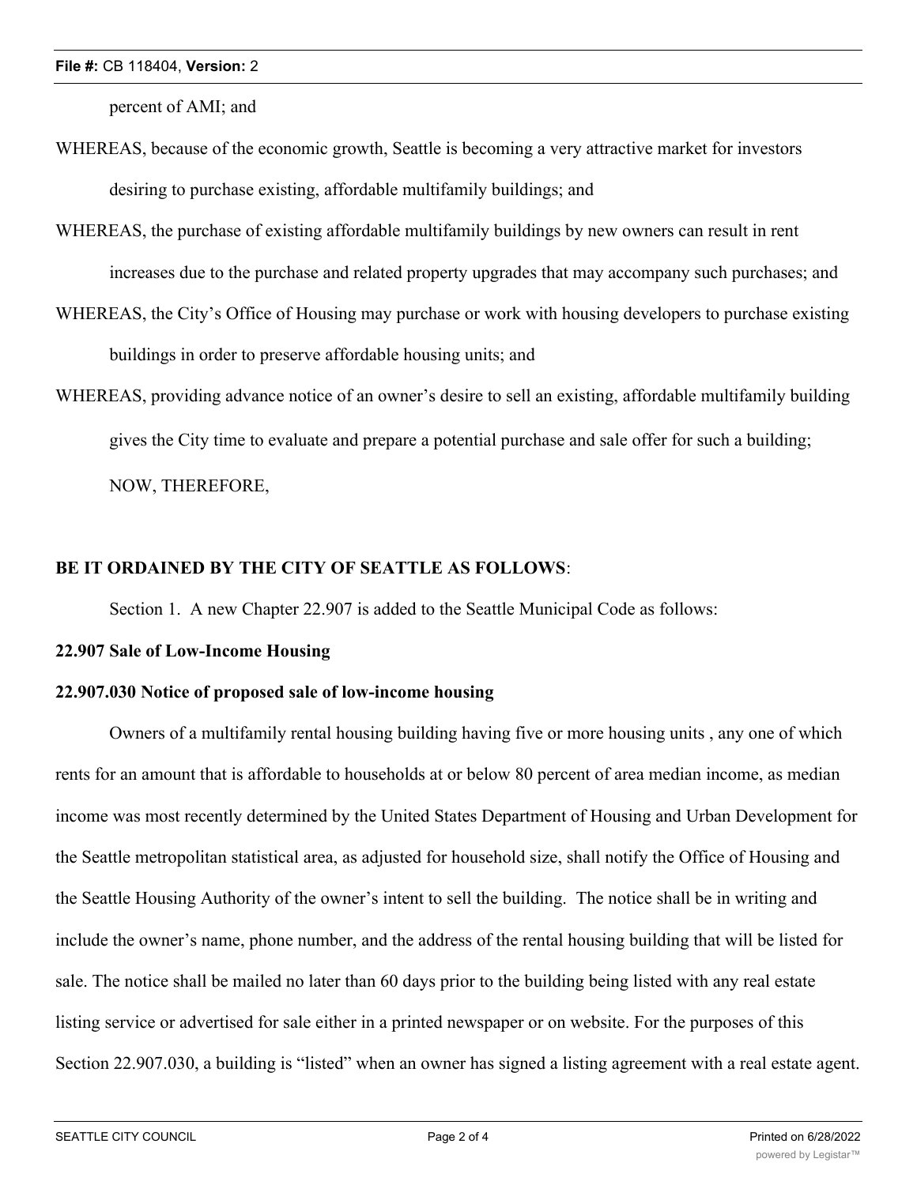percent of AMI; and

WHEREAS, because of the economic growth, Seattle is becoming a very attractive market for investors desiring to purchase existing, affordable multifamily buildings; and

WHEREAS, the purchase of existing affordable multifamily buildings by new owners can result in rent increases due to the purchase and related property upgrades that may accompany such purchases; and

WHEREAS, the City's Office of Housing may purchase or work with housing developers to purchase existing buildings in order to preserve affordable housing units; and

WHEREAS, providing advance notice of an owner's desire to sell an existing, affordable multifamily building gives the City time to evaluate and prepare a potential purchase and sale offer for such a building; NOW, THEREFORE,

**BE IT ORDAINED BY THE CITY OF SEATTLE AS FOLLOWS**:

Section 1. A new Chapter 22.907 is added to the Seattle Municipal Code as follows:

**22.907 Sale of Low-Income Housing**

**22.907.030 Notice of proposed sale of low-income housing**

Owners of a multifamily rental housing building having five or more housing units , any one of which rents for an amount that is affordable to households at or below 80 percent of area median income, as median income was most recently determined by the United States Department of Housing and Urban Development for the Seattle metropolitan statistical area, as adjusted for household size, shall notify the Office of Housing and the Seattle Housing Authority of the owner's intent to sell the building. The notice shall be in writing and include the owner's name, phone number, and the address of the rental housing building that will be listed for sale. The notice shall be mailed no later than 60 days prior to the building being listed with any real estate listing service or advertised for sale either in a printed newspaper or on website. For the purposes of this Section 22.907.030, a building is "listed" when an owner has signed a listing agreement with a real estate agent.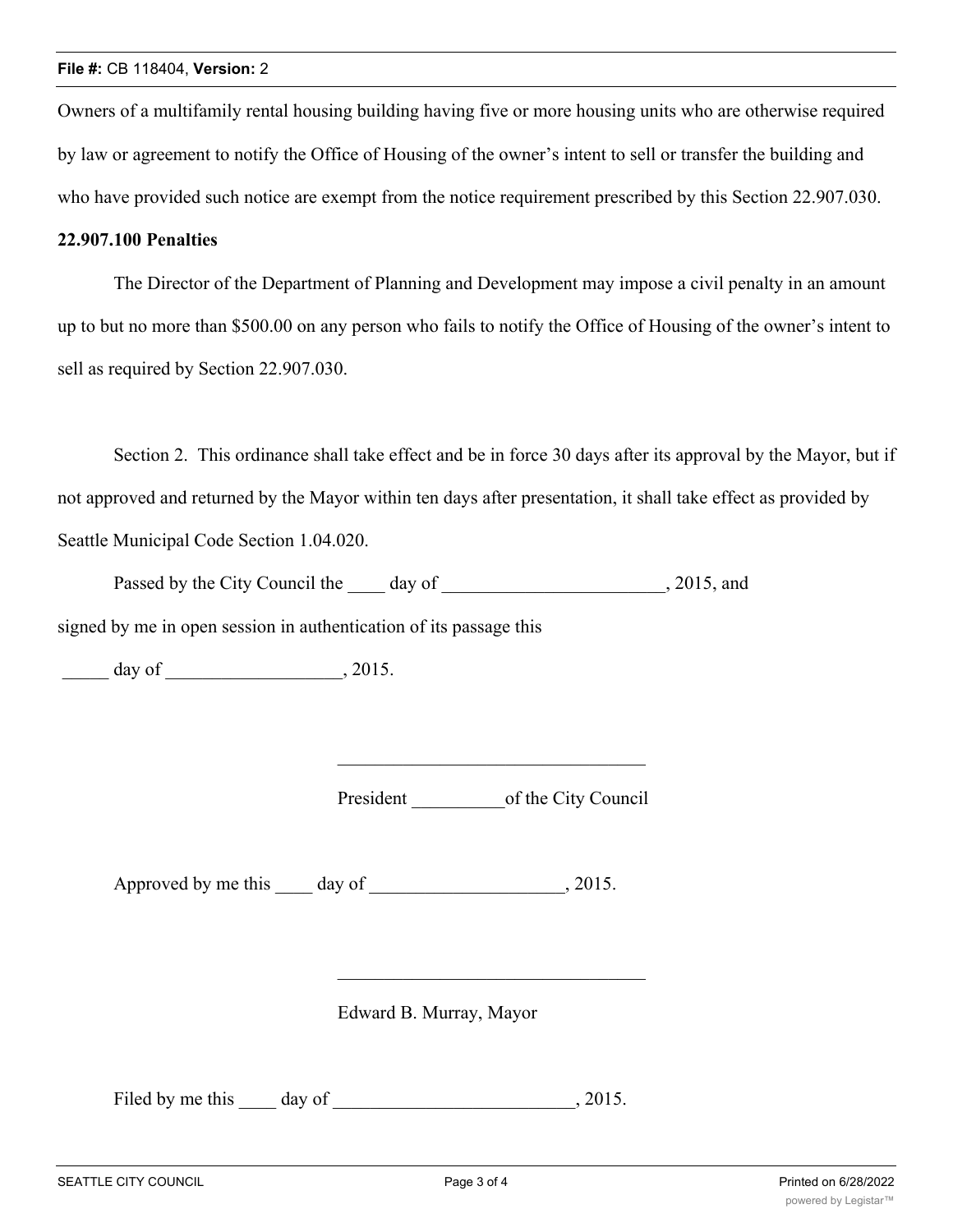Owners of a multifamily rental housing building having five or more housing units who are otherwise required by law or agreement to notify the Office of Housing of the owner's intent to sell or transfer the building and who have provided such notice are exempt from the notice requirement prescribed by this Section 22.907.030.

**22.907.100 Penalties**

The Director of the Department of Planning and Development may impose a civil penalty in an amount up to but no more than $500.00 on any person who fails to notify the Office of Housing of the owner's intent to sell as required by Section 22.907.030.

Section 2. This ordinance shall take effect and be in force 30 days after its approval by the Mayor, but if not approved and returned by the Mayor within ten days after presentation, it shall take effect as provided by Seattle Municipal Code Section 1.04.020.

Passed by the City Council the ____ day of ________________________, 2015, and signed by me in open session in authentication of its passage this

_____ day of ___________________, 2015.

_________________________________

President __________of the City Council

Approved by me this ____ day of _____________________, 2015.

_________________________________

Edward B. Murray, Mayor

Filed by me this ____ day of __________________________, 2015.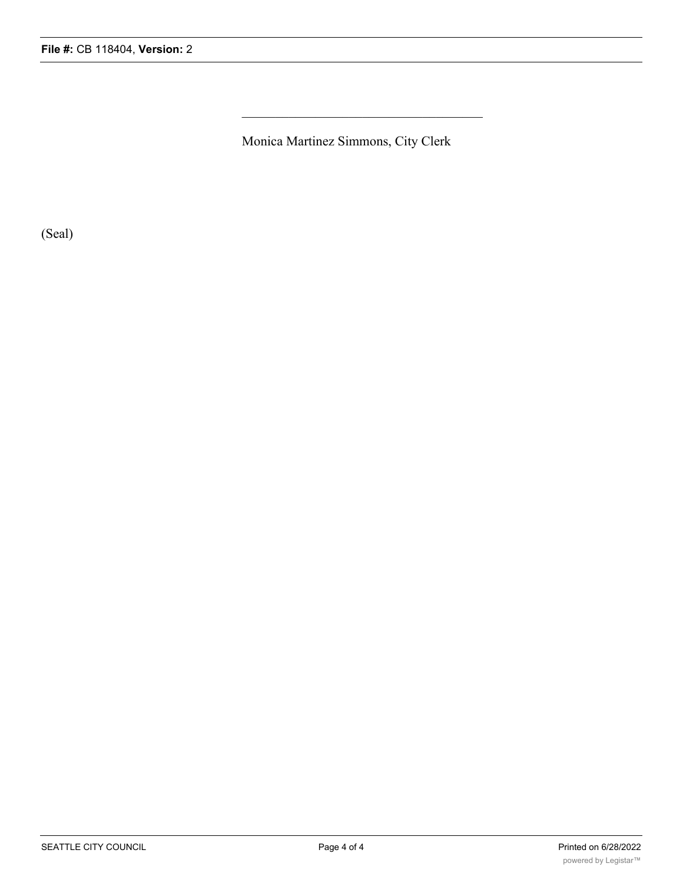\_\_\_\_\_\_\_\_\_\_\_\_\_\_\_\_\_\_\_\_\_\_\_\_\_\_\_\_\_\_\_\_\_\_\_\_\_\_\_

Monica Martinez Simmons, City Clerk

(Seal)